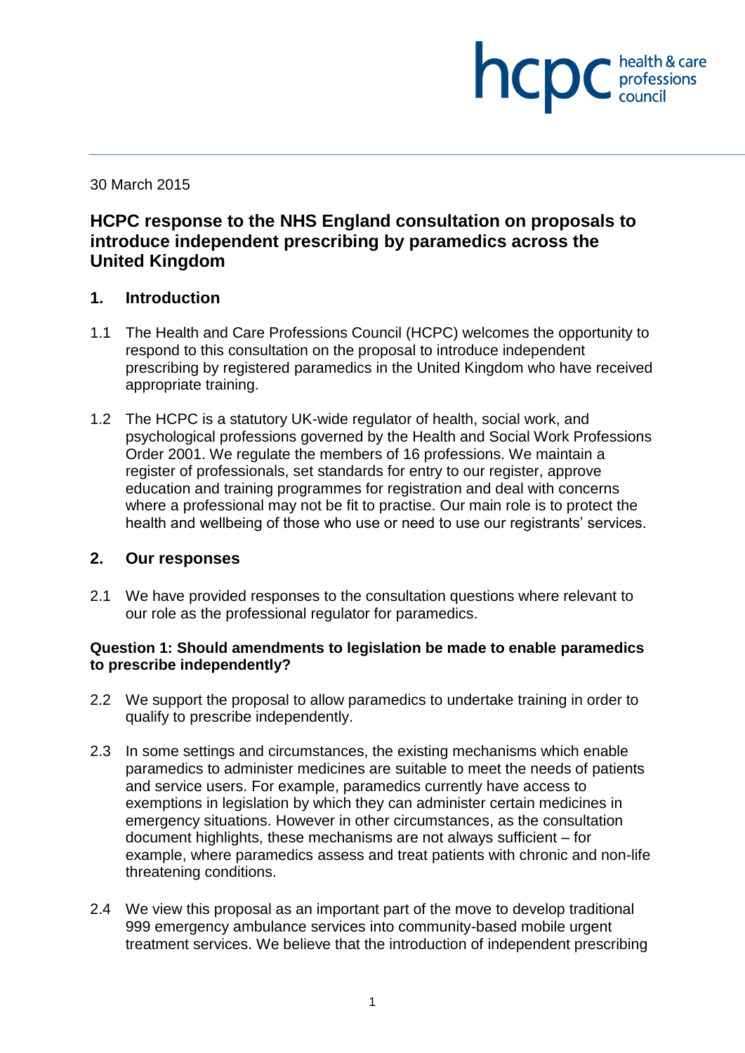30 March 2015

# HCPC response to the NHS England consultation on proposals to introduce independent prescribing by paramedics across the United Kingdom

## 1. Introduction

1.1 The Health and Care Professions Council (HCPC) welcomes the opportunity to respond to this consultation on the proposal to introduce independent prescribing by registered paramedics in the United Kingdom who have received appropriate training.

1.2 The HCPC is a statutory UK-wide regulator of health, social work, and psychological professions governed by the Health and Social Work Professions Order 2001. We regulate the members of 16 professions. We maintain a register of professionals, set standards for entry to our register, approve education and training programmes for registration and deal with concerns where a professional may not be fit to practise. Our main role is to protect the health and wellbeing of those who use or need to use our registrants' services.

## 2. Our responses

2.1 We have provided responses to the consultation questions where relevant to our role as the professional regulator for paramedics.

**Question 1: Should amendments to legislation be made to enable paramedics to prescribe independently?**

2.2 We support the proposal to allow paramedics to undertake training in order to qualify to prescribe independently.

2.3 In some settings and circumstances, the existing mechanisms which enable paramedics to administer medicines are suitable to meet the needs of patients and service users. For example, paramedics currently have access to exemptions in legislation by which they can administer certain medicines in emergency situations. However in other circumstances, as the consultation document highlights, these mechanisms are not always sufficient – for example, where paramedics assess and treat patients with chronic and non-life threatening conditions.

2.4 We view this proposal as an important part of the move to develop traditional 999 emergency ambulance services into community-based mobile urgent treatment services. We believe that the introduction of independent prescribing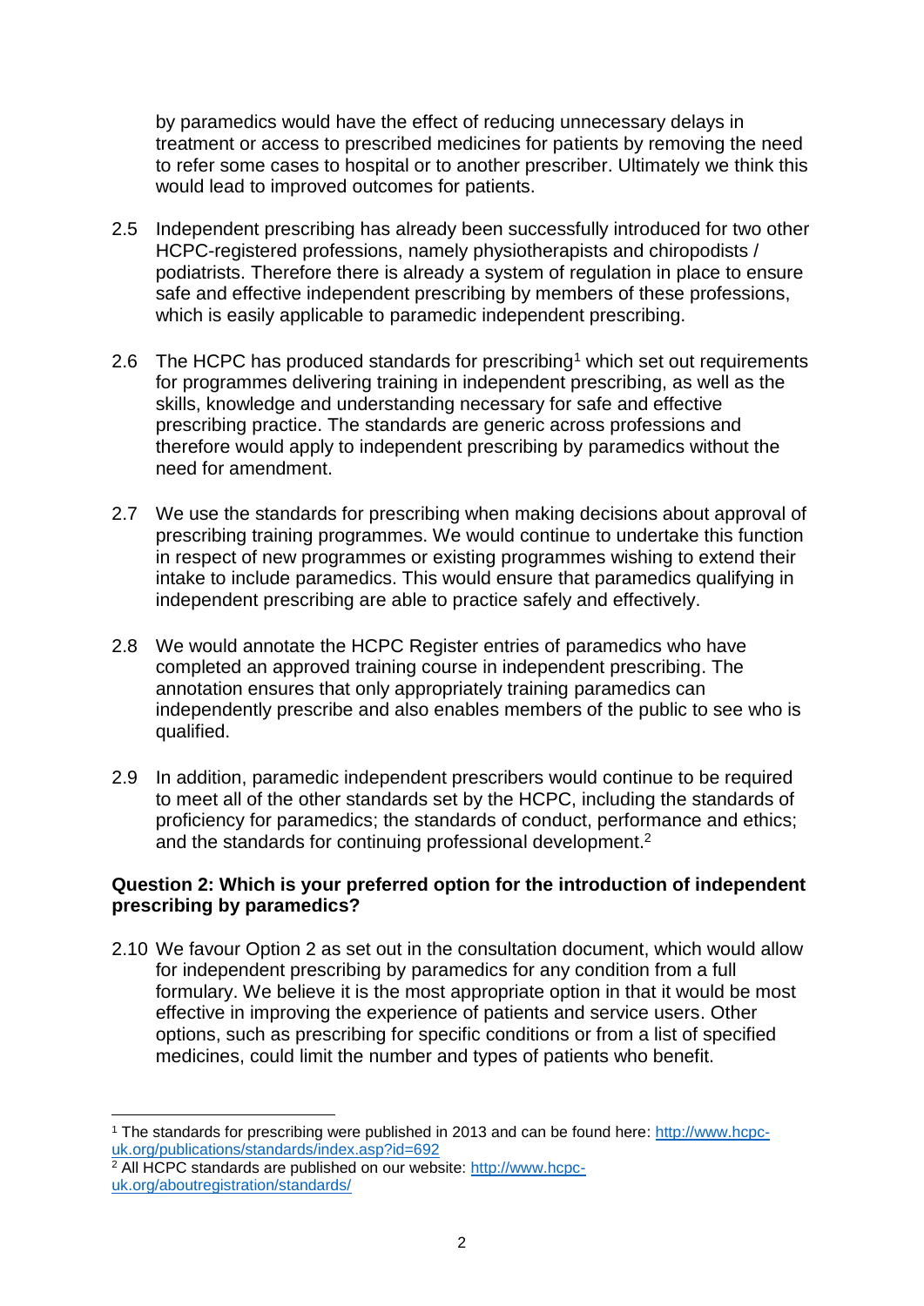by paramedics would have the effect of reducing unnecessary delays in treatment or access to prescribed medicines for patients by removing the need to refer some cases to hospital or to another prescriber. Ultimately we think this would lead to improved outcomes for patients.

2.5 Independent prescribing has already been successfully introduced for two other HCPC-registered professions, namely physiotherapists and chiropodists / podiatrists. Therefore there is already a system of regulation in place to ensure safe and effective independent prescribing by members of these professions, which is easily applicable to paramedic independent prescribing.

2.6 The HCPC has produced standards for prescribing[1] which set out requirements for programmes delivering training in independent prescribing, as well as the skills, knowledge and understanding necessary for safe and effective prescribing practice. The standards are generic across professions and therefore would apply to independent prescribing by paramedics without the need for amendment.

2.7 We use the standards for prescribing when making decisions about approval of prescribing training programmes. We would continue to undertake this function in respect of new programmes or existing programmes wishing to extend their intake to include paramedics. This would ensure that paramedics qualifying in independent prescribing are able to practice safely and effectively.

2.8 We would annotate the HCPC Register entries of paramedics who have completed an approved training course in independent prescribing. The annotation ensures that only appropriately training paramedics can independently prescribe and also enables members of the public to see who is qualified.

2.9 In addition, paramedic independent prescribers would continue to be required to meet all of the other standards set by the HCPC, including the standards of proficiency for paramedics; the standards of conduct, performance and ethics; and the standards for continuing professional development.[2]

**Question 2: Which is your preferred option for the introduction of independent prescribing by paramedics?**

2.10 We favour Option 2 as set out in the consultation document, which would allow for independent prescribing by paramedics for any condition from a full formulary. We believe it is the most appropriate option in that it would be most effective in improving the experience of patients and service users. Other options, such as prescribing for specific conditions or from a list of specified medicines, could limit the number and types of patients who benefit.

---

[1] The standards for prescribing were published in 2013 and can be found here: http://www.hcpc-uk.org/publications/standards/index.asp?id=692

[2] All HCPC standards are published on our website: http://www.hcpc-uk.org/aboutregistration/standards/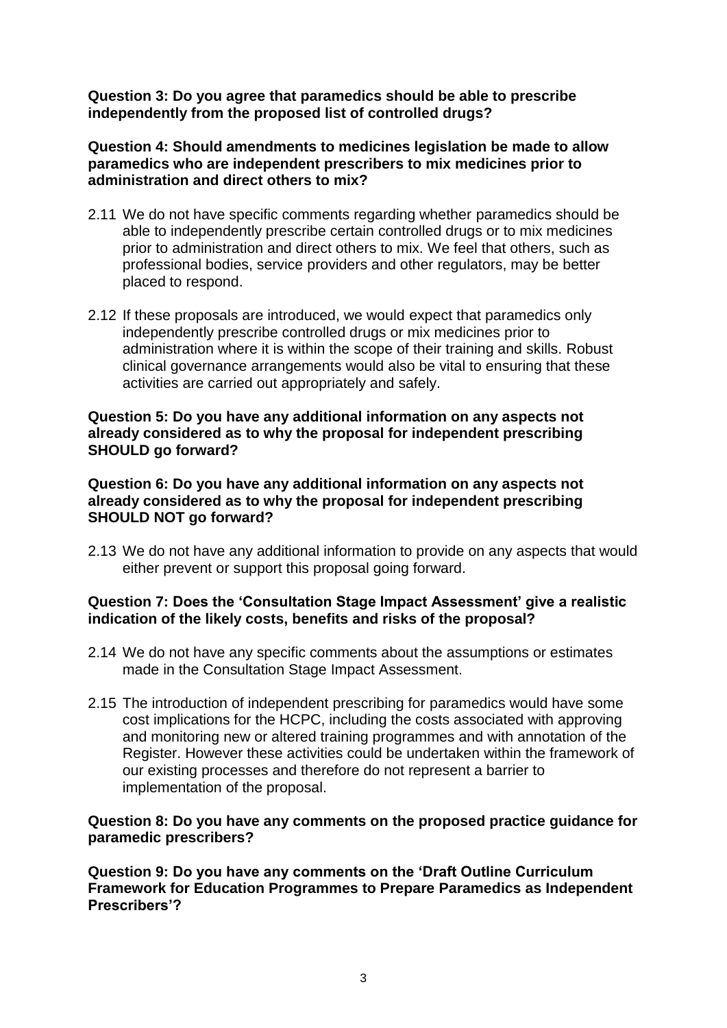**Question 3: Do you agree that paramedics should be able to prescribe independently from the proposed list of controlled drugs?**

**Question 4: Should amendments to medicines legislation be made to allow paramedics who are independent prescribers to mix medicines prior to administration and direct others to mix?**

2.11 We do not have specific comments regarding whether paramedics should be able to independently prescribe certain controlled drugs or to mix medicines prior to administration and direct others to mix. We feel that others, such as professional bodies, service providers and other regulators, may be better placed to respond.

2.12 If these proposals are introduced, we would expect that paramedics only independently prescribe controlled drugs or mix medicines prior to administration where it is within the scope of their training and skills. Robust clinical governance arrangements would also be vital to ensuring that these activities are carried out appropriately and safely.

**Question 5: Do you have any additional information on any aspects not already considered as to why the proposal for independent prescribing SHOULD go forward?**

**Question 6: Do you have any additional information on any aspects not already considered as to why the proposal for independent prescribing SHOULD NOT go forward?**

2.13 We do not have any additional information to provide on any aspects that would either prevent or support this proposal going forward.

**Question 7: Does the 'Consultation Stage Impact Assessment' give a realistic indication of the likely costs, benefits and risks of the proposal?**

2.14 We do not have any specific comments about the assumptions or estimates made in the Consultation Stage Impact Assessment.

2.15 The introduction of independent prescribing for paramedics would have some cost implications for the HCPC, including the costs associated with approving and monitoring new or altered training programmes and with annotation of the Register. However these activities could be undertaken within the framework of our existing processes and therefore do not represent a barrier to implementation of the proposal.

**Question 8: Do you have any comments on the proposed practice guidance for paramedic prescribers?**

**Question 9: Do you have any comments on the 'Draft Outline Curriculum Framework for Education Programmes to Prepare Paramedics as Independent Prescribers'?**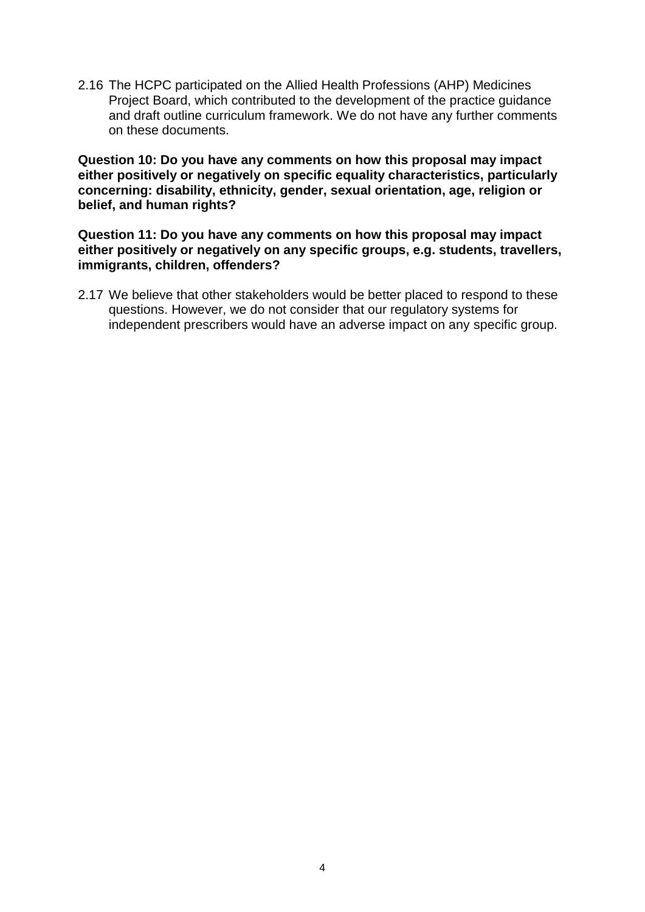2.16 The HCPC participated on the Allied Health Professions (AHP) Medicines Project Board, which contributed to the development of the practice guidance and draft outline curriculum framework. We do not have any further comments on these documents.

**Question 10: Do you have any comments on how this proposal may impact either positively or negatively on specific equality characteristics, particularly concerning: disability, ethnicity, gender, sexual orientation, age, religion or belief, and human rights?**

**Question 11: Do you have any comments on how this proposal may impact either positively or negatively on any specific groups, e.g. students, travellers, immigrants, children, offenders?**

2.17 We believe that other stakeholders would be better placed to respond to these questions. However, we do not consider that our regulatory systems for independent prescribers would have an adverse impact on any specific group.